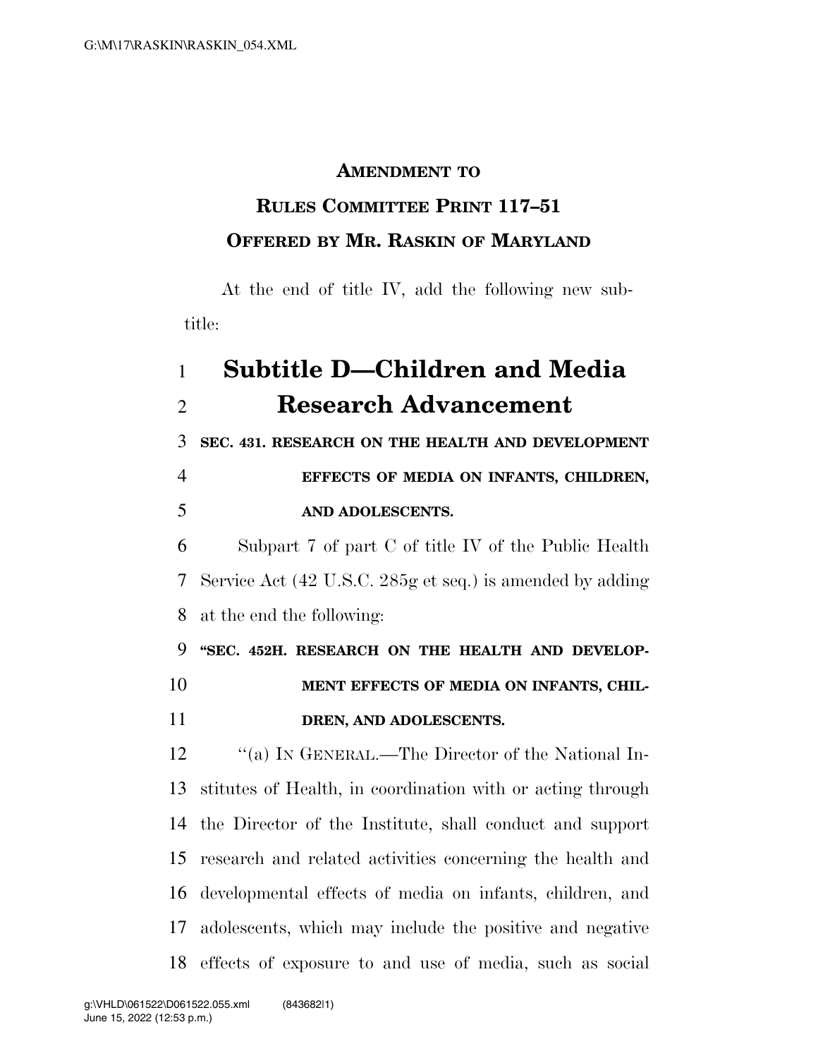**AMENDMENT TO**

**RULES COMMITTEE PRINT 117–51**

**OFFERED BY MR. RASKIN OF MARYLAND**

At the end of title IV, add the following new subtitle:

# Subtitle D—Children and Media Research Advancement

**SEC. 431. RESEARCH ON THE HEALTH AND DEVELOPMENT EFFECTS OF MEDIA ON INFANTS, CHILDREN, AND ADOLESCENTS.**

Subpart 7 of part C of title IV of the Public Health Service Act (42 U.S.C. 285g et seq.) is amended by adding at the end the following:

**"SEC. 452H. RESEARCH ON THE HEALTH AND DEVELOPMENT EFFECTS OF MEDIA ON INFANTS, CHILDREN, AND ADOLESCENTS.**

"(a) IN GENERAL.—The Director of the National Institutes of Health, in coordination with or acting through the Director of the Institute, shall conduct and support research and related activities concerning the health and developmental effects of media on infants, children, and adolescents, which may include the positive and negative effects of exposure to and use of media, such as social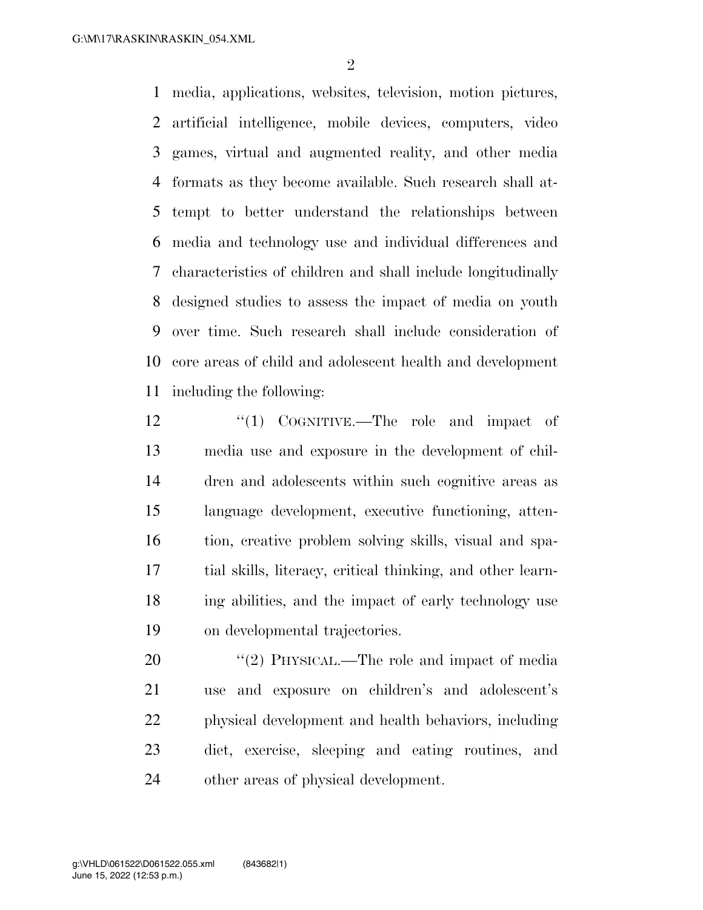media, applications, websites, television, motion pictures, artificial intelligence, mobile devices, computers, video games, virtual and augmented reality, and other media formats as they become available. Such research shall attempt to better understand the relationships between media and technology use and individual differences and characteristics of children and shall include longitudinally designed studies to assess the impact of media on youth over time. Such research shall include consideration of core areas of child and adolescent health and development including the following:

"(1) COGNITIVE.—The role and impact of media use and exposure in the development of children and adolescents within such cognitive areas as language development, executive functioning, attention, creative problem solving skills, visual and spatial skills, literacy, critical thinking, and other learning abilities, and the impact of early technology use on developmental trajectories.

"(2) PHYSICAL.—The role and impact of media use and exposure on children's and adolescent's physical development and health behaviors, including diet, exercise, sleeping and eating routines, and other areas of physical development.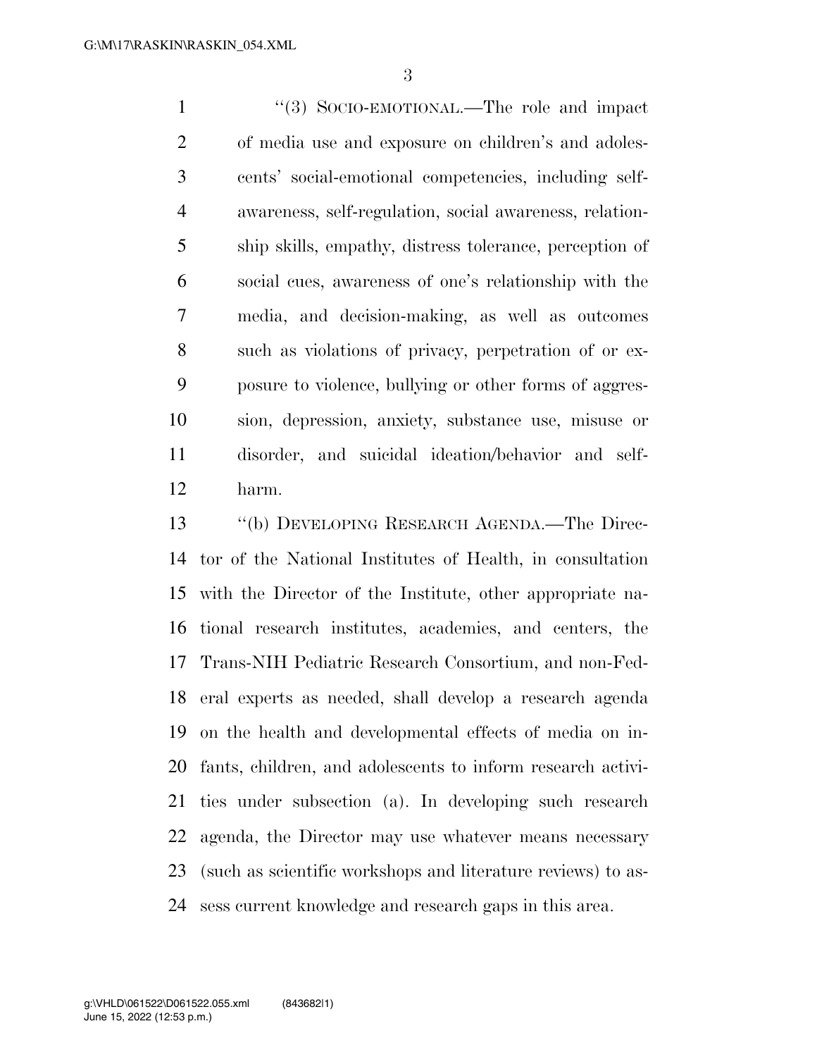"(3) SOCIO-EMOTIONAL.—The role and impact of media use and exposure on children's and adolescents' social-emotional competencies, including self-awareness, self-regulation, social awareness, relationship skills, empathy, distress tolerance, perception of social cues, awareness of one's relationship with the media, and decision-making, as well as outcomes such as violations of privacy, perpetration of or exposure to violence, bullying or other forms of aggression, depression, anxiety, substance use, misuse or disorder, and suicidal ideation/behavior and self-harm.

"(b) DEVELOPING RESEARCH AGENDA.—The Director of the National Institutes of Health, in consultation with the Director of the Institute, other appropriate national research institutes, academies, and centers, the Trans-NIH Pediatric Research Consortium, and non-Federal experts as needed, shall develop a research agenda on the health and developmental effects of media on infants, children, and adolescents to inform research activities under subsection (a). In developing such research agenda, the Director may use whatever means necessary (such as scientific workshops and literature reviews) to assess current knowledge and research gaps in this area.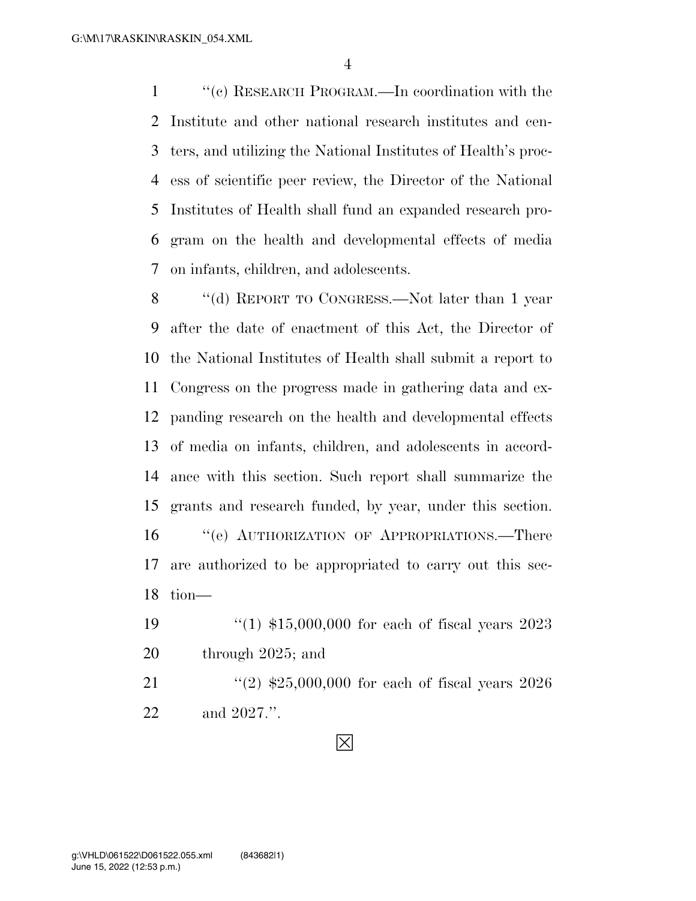''(c) RESEARCH PROGRAM.—In coordination with the Institute and other national research institutes and centers, and utilizing the National Institutes of Health's process of scientific peer review, the Director of the National Institutes of Health shall fund an expanded research program on the health and developmental effects of media on infants, children, and adolescents.

''(d) REPORT TO CONGRESS.—Not later than 1 year after the date of enactment of this Act, the Director of the National Institutes of Health shall submit a report to Congress on the progress made in gathering data and expanding research on the health and developmental effects of media on infants, children, and adolescents in accordance with this section. Such report shall summarize the grants and research funded, by year, under this section.

''(e) AUTHORIZATION OF APPROPRIATIONS.—There are authorized to be appropriated to carry out this section—

''(1) $15,000,000 for each of fiscal years 2023 through 2025; and

''(2) $25,000,000 for each of fiscal years 2026 and 2027.''.